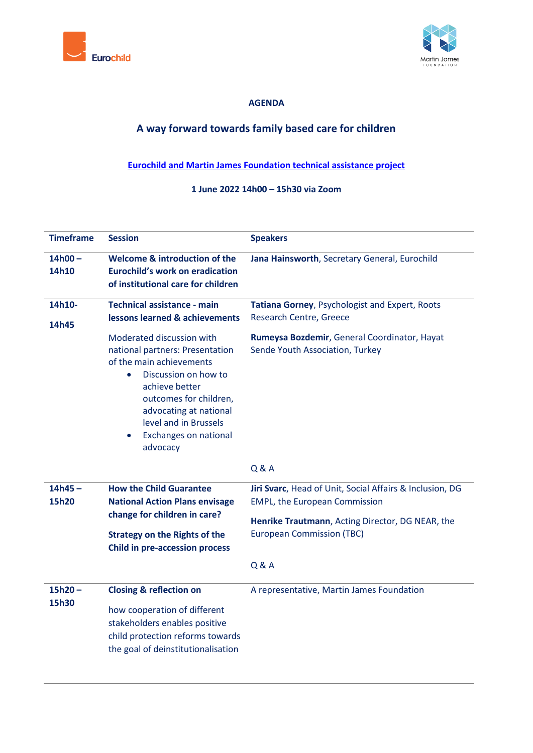**AGENDA**

# A way forward towards family based care for children

**Eurochild and Martin James Foundation technical assistance project**

**1 June 2022 14h00 – 15h30 via Zoom**

| Timeframe | Session | Speakers |
|---|---|---|
| **14h00 – 14h10** | **Welcome & introduction of the Eurochild's work on eradication of institutional care for children** | **Jana Hainsworth**, Secretary General, Eurochild |
| **14h10- 14h45** | **Technical assistance - main lessons learned & achievements**<br><br>Moderated discussion with national partners: Presentation of the main achievements<br>• Discussion on how to achieve better outcomes for children, advocating at national level and in Brussels<br>• Exchanges on national advocacy | **Tatiana Gorney**, Psychologist and Expert, Roots Research Centre, Greece<br><br>**Rumeysa Bozdemir**, General Coordinator, Hayat Sende Youth Association, Turkey<br><br>Q & A |
| **14h45 – 15h20** | **How the Child Guarantee National Action Plans envisage change for children in care?**<br><br>**Strategy on the Rights of the Child in pre-accession process** | **Jiri Svarc**, Head of Unit, Social Affairs & Inclusion, DG EMPL, the European Commission<br><br>**Henrike Trautmann**, Acting Director, DG NEAR, the European Commission (TBC)<br><br>Q & A |
| **15h20 – 15h30** | **Closing & reflection on**<br><br>how cooperation of different stakeholders enables positive child protection reforms towards the goal of deinstitutionalisation | A representative, Martin James Foundation |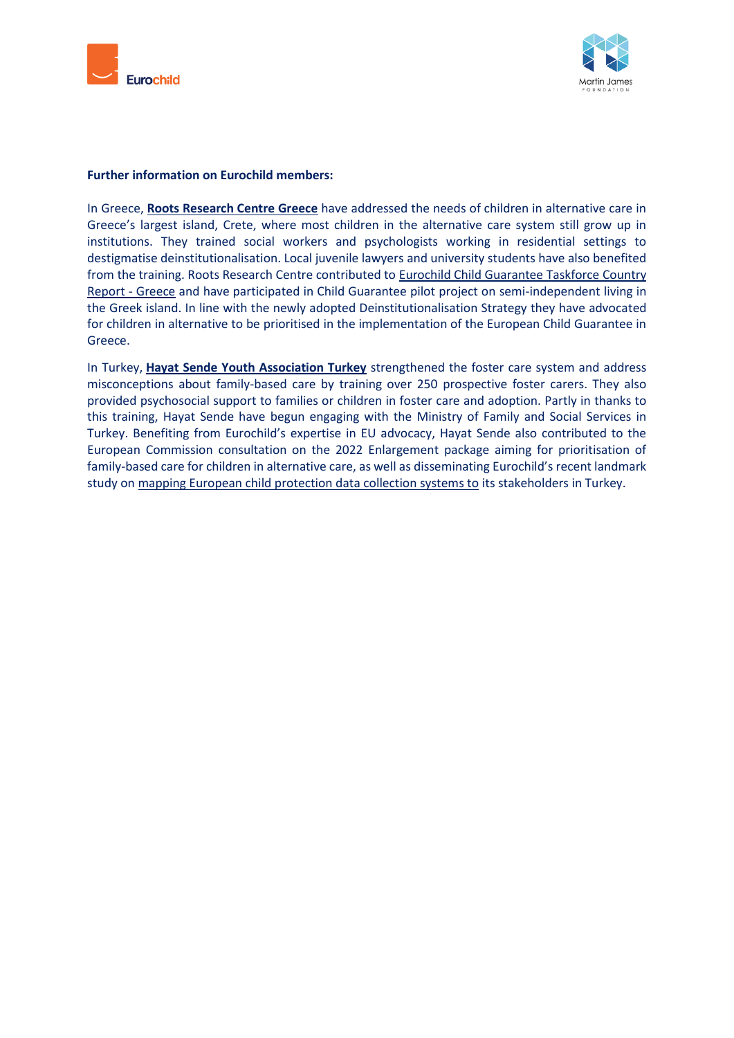**Further information on Eurochild members:**

In Greece, **Roots Research Centre Greece** have addressed the needs of children in alternative care in Greece's largest island, Crete, where most children in the alternative care system still grow up in institutions. They trained social workers and psychologists working in residential settings to destigmatise deinstitutionalisation. Local juvenile lawyers and university students have also benefited from the training. Roots Research Centre contributed to Eurochild Child Guarantee Taskforce Country Report - Greece and have participated in Child Guarantee pilot project on semi-independent living in the Greek island. In line with the newly adopted Deinstitutionalisation Strategy they have advocated for children in alternative to be prioritised in the implementation of the European Child Guarantee in Greece.

In Turkey, **Hayat Sende Youth Association Turkey** strengthened the foster care system and address misconceptions about family-based care by training over 250 prospective foster carers. They also provided psychosocial support to families or children in foster care and adoption. Partly in thanks to this training, Hayat Sende have begun engaging with the Ministry of Family and Social Services in Turkey. Benefiting from Eurochild's expertise in EU advocacy, Hayat Sende also contributed to the European Commission consultation on the 2022 Enlargement package aiming for prioritisation of family-based care for children in alternative care, as well as disseminating Eurochild's recent landmark study on mapping European child protection data collection systems to its stakeholders in Turkey.